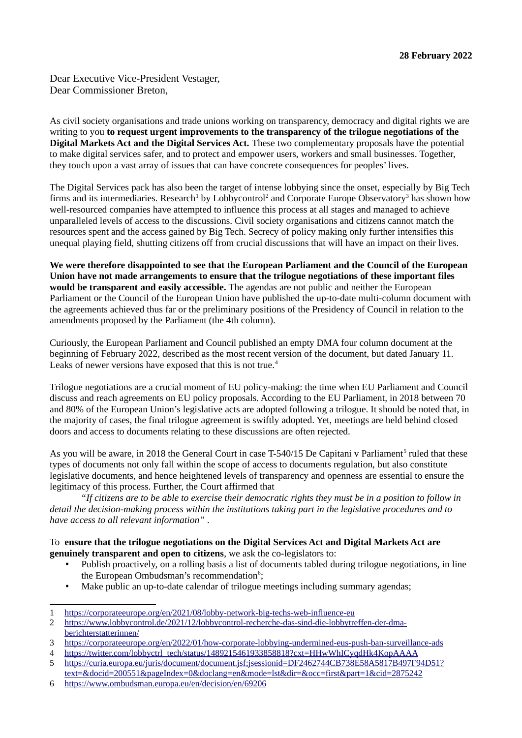**28 February 2022**

Dear Executive Vice-President Vestager,
Dear Commissioner Breton,

As civil society organisations and trade unions working on transparency, democracy and digital rights we are writing to you **to request urgent improvements to the transparency of the trilogue negotiations of the Digital Markets Act and the Digital Services Act.** These two complementary proposals have the potential to make digital services safer, and to protect and empower users, workers and small businesses. Together, they touch upon a vast array of issues that can have concrete consequences for peoples' lives.

The Digital Services pack has also been the target of intense lobbying since the onset, especially by Big Tech firms and its intermediaries. Research[1] by Lobbycontrol[2] and Corporate Europe Observatory[3] has shown how well-resourced companies have attempted to influence this process at all stages and managed to achieve unparalleled levels of access to the discussions. Civil society organisations and citizens cannot match the resources spent and the access gained by Big Tech. Secrecy of policy making only further intensifies this unequal playing field, shutting citizens off from crucial discussions that will have an impact on their lives.

**We were therefore disappointed to see that the European Parliament and the Council of the European Union have not made arrangements to ensure that the trilogue negotiations of these important files would be transparent and easily accessible.** The agendas are not public and neither the European Parliament or the Council of the European Union have published the up-to-date multi-column document with the agreements achieved thus far or the preliminary positions of the Presidency of Council in relation to the amendments proposed by the Parliament (the 4th column).

Curiously, the European Parliament and Council published an empty DMA four column document at the beginning of February 2022, described as the most recent version of the document, but dated January 11. Leaks of newer versions have exposed that this is not true.[4]

Trilogue negotiations are a crucial moment of EU policy-making: the time when EU Parliament and Council discuss and reach agreements on EU policy proposals. According to the EU Parliament, in 2018 between 70 and 80% of the European Union's legislative acts are adopted following a trilogue. It should be noted that, in the majority of cases, the final trilogue agreement is swiftly adopted. Yet, meetings are held behind closed doors and access to documents relating to these discussions are often rejected.

As you will be aware, in 2018 the General Court in case T-540/15 De Capitani v Parliament[5] ruled that these types of documents not only fall within the scope of access to documents regulation, but also constitute legislative documents, and hence heightened levels of transparency and openness are essential to ensure the legitimacy of this process. Further, the Court affirmed that

*"If citizens are to be able to exercise their democratic rights they must be in a position to follow in detail the decision-making process within the institutions taking part in the legislative procedures and to have access to all relevant information"* .

To **ensure that the trilogue negotiations on the Digital Services Act and Digital Markets Act are genuinely transparent and open to citizens**, we ask the co-legislators to:

- Publish proactively, on a rolling basis a list of documents tabled during trilogue negotiations, in line the European Ombudsman's recommendation[6];
- Make public an up-to-date calendar of trilogue meetings including summary agendas;

---

1 https://corporateeurope.org/en/2021/08/lobby-network-big-techs-web-influence-eu

2 https://www.lobbycontrol.de/2021/12/lobbycontrol-recherche-das-sind-die-lobbytreffen-der-dma-berichterstatterinnen/

3 https://corporateeurope.org/en/2022/01/how-corporate-lobbying-undermined-eus-push-ban-surveillance-ads

4 https://twitter.com/lobbyctrl_tech/status/1489215461933858818?cxt=HHwWhICyqdHk4KopAAAA

5 https://curia.europa.eu/juris/document/document.jsf;jsessionid=DF2462744CB738E58A5817B497F94D51?text=&docid=200551&pageIndex=0&doclang=en&mode=lst&dir=&occ=first&part=1&cid=2875242

6 https://www.ombudsman.europa.eu/en/decision/en/69206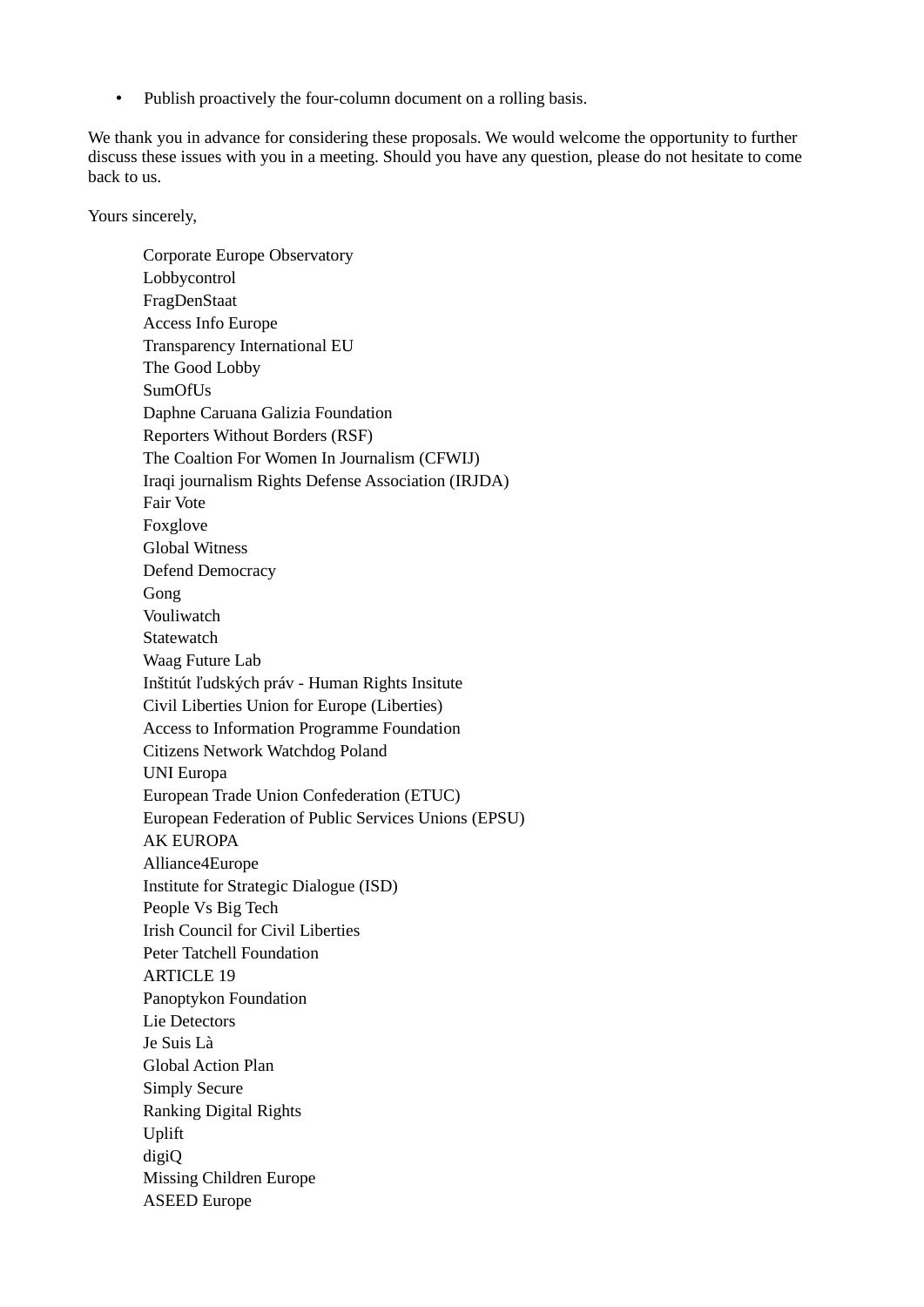- Publish proactively the four-column document on a rolling basis.

We thank you in advance for considering these proposals. We would welcome the opportunity to further discuss these issues with you in a meeting. Should you have any question, please do not hesitate to come back to us.

Yours sincerely,

Corporate Europe Observatory
Lobbycontrol
FragDenStaat
Access Info Europe
Transparency International EU
The Good Lobby
SumOfUs
Daphne Caruana Galizia Foundation
Reporters Without Borders (RSF)
The Coaltion For Women In Journalism (CFWIJ)
Iraqi journalism Rights Defense Association (IRJDA)
Fair Vote
Foxglove
Global Witness
Defend Democracy
Gong
Vouliwatch
Statewatch
Waag Future Lab
Inštitút ľudských práv - Human Rights Insitute
Civil Liberties Union for Europe (Liberties)
Access to Information Programme Foundation
Citizens Network Watchdog Poland
UNI Europa
European Trade Union Confederation (ETUC)
European Federation of Public Services Unions (EPSU)
AK EUROPA
Alliance4Europe
Institute for Strategic Dialogue (ISD)
People Vs Big Tech
Irish Council for Civil Liberties
Peter Tatchell Foundation
ARTICLE 19
Panoptykon Foundation
Lie Detectors
Je Suis Là
Global Action Plan
Simply Secure
Ranking Digital Rights
Uplift
digiQ
Missing Children Europe
ASEED Europe